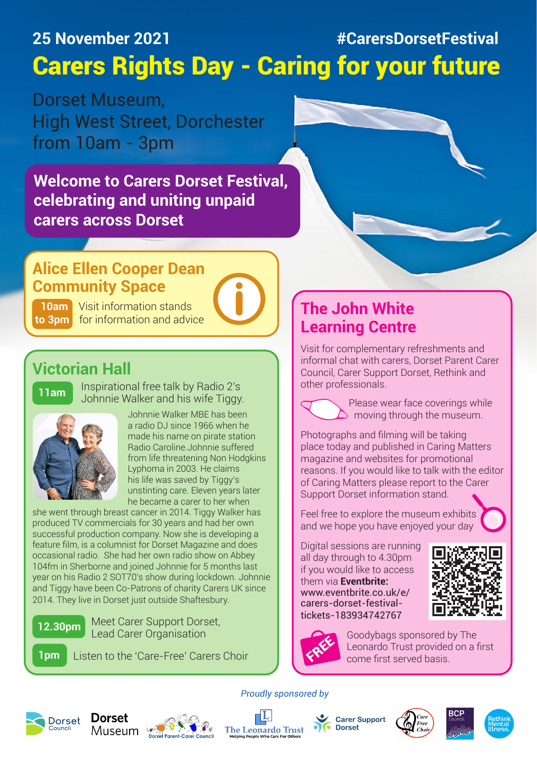25 November 2021

#CarersDorsetFestival

# Carers Rights Day - Caring for your future

Dorset Museum,
High West Street, Dorchester
from 10am - 3pm

**Welcome to Carers Dorset Festival, celebrating and uniting unpaid carers across Dorset**

## Alice Ellen Cooper Dean Community Space

**10am to 3pm** Visit information stands for information and advice

## Victorian Hall

**11am** Inspirational free talk by Radio 2's Johnnie Walker and his wife Tiggy.

Johnnie Walker MBE has been a radio DJ since 1966 when he made his name on pirate station Radio Caroline.Johnnie suffered from life threatening Non Hodgkins Lyphoma in 2003. He claims his life was saved by Tiggy's unstinting care. Eleven years later he became a carer to her when she went through breast cancer in 2014. Tiggy Walker has produced TV commercials for 30 years and had her own successful production company. Now she is developing a feature film, is a columnist for Dorset Magazine and does occasional radio. She had her own radio show on Abbey 104fm in Sherborne and joined Johnnie for 5 months last year on his Radio 2 SOT70's show during lockdown. Johnnie and Tiggy have been Co-Patrons of charity Carers UK since 2014. They live in Dorset just outside Shaftesbury.

**12.30pm** Meet Carer Support Dorset, Lead Carer Organisation

**1pm** Listen to the 'Care-Free' Carers Choir

## The John White Learning Centre

Visit for complementary refreshments and informal chat with carers, Dorset Parent Carer Council, Carer Support Dorset, Rethink and other professionals.

Please wear face coverings while moving through the museum.

Photographs and filming will be taking place today and published in Caring Matters magazine and websites for promotional reasons. If you would like to talk with the editor of Caring Matters please report to the Carer Support Dorset information stand.

Feel free to explore the museum exhibits and we hope you have enjoyed your day

Digital sessions are running all day through to 4.30pm if you would like to access them via **Eventbrite:** www.eventbrite.co.uk/e/carers-dorset-festival-tickets-183934742767

FREE

Goodybags sponsored by The Leonardo Trust provided on a first come first served basis.

*Proudly sponsored by*

Dorset Council · Dorset Museum · Dorset Parent-Carer Council · The Leonardo Trust – Helping People Who Care For Others · Carer Support Dorset · Care Free Choir · BCP Council · Rethink Mental Illness.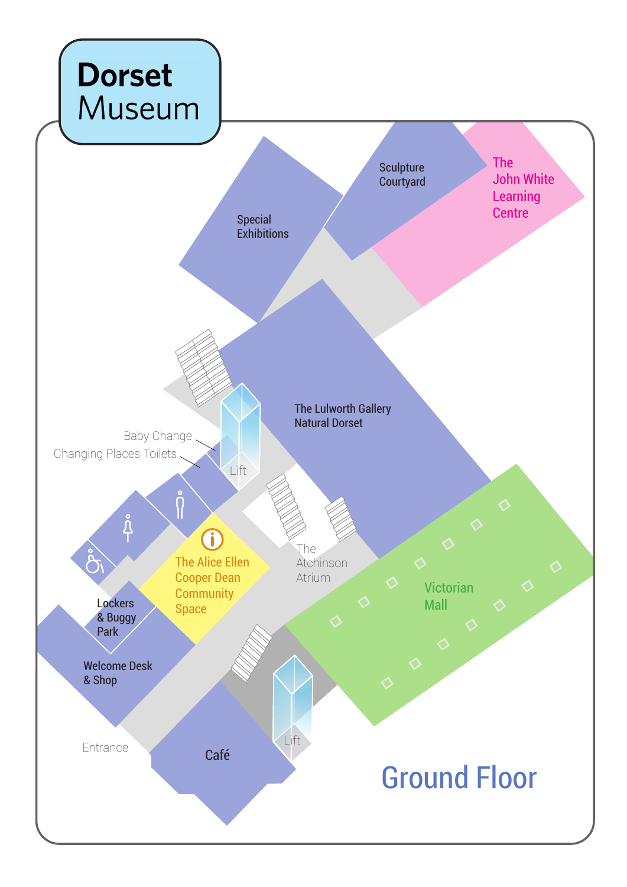# Dorset Museum

## Ground Floor

Special Exhibitions

Sculpture Courtyard

The John White Learning Centre

The Lulworth Gallery Natural Dorset

Baby Change

Changing Places Toilets

Lift

The Alice Ellen Cooper Dean Community Space

The Atchinson Atrium

Victorian Mall

Lockers & Buggy Park

Welcome Desk & Shop

Entrance

Café

Lift